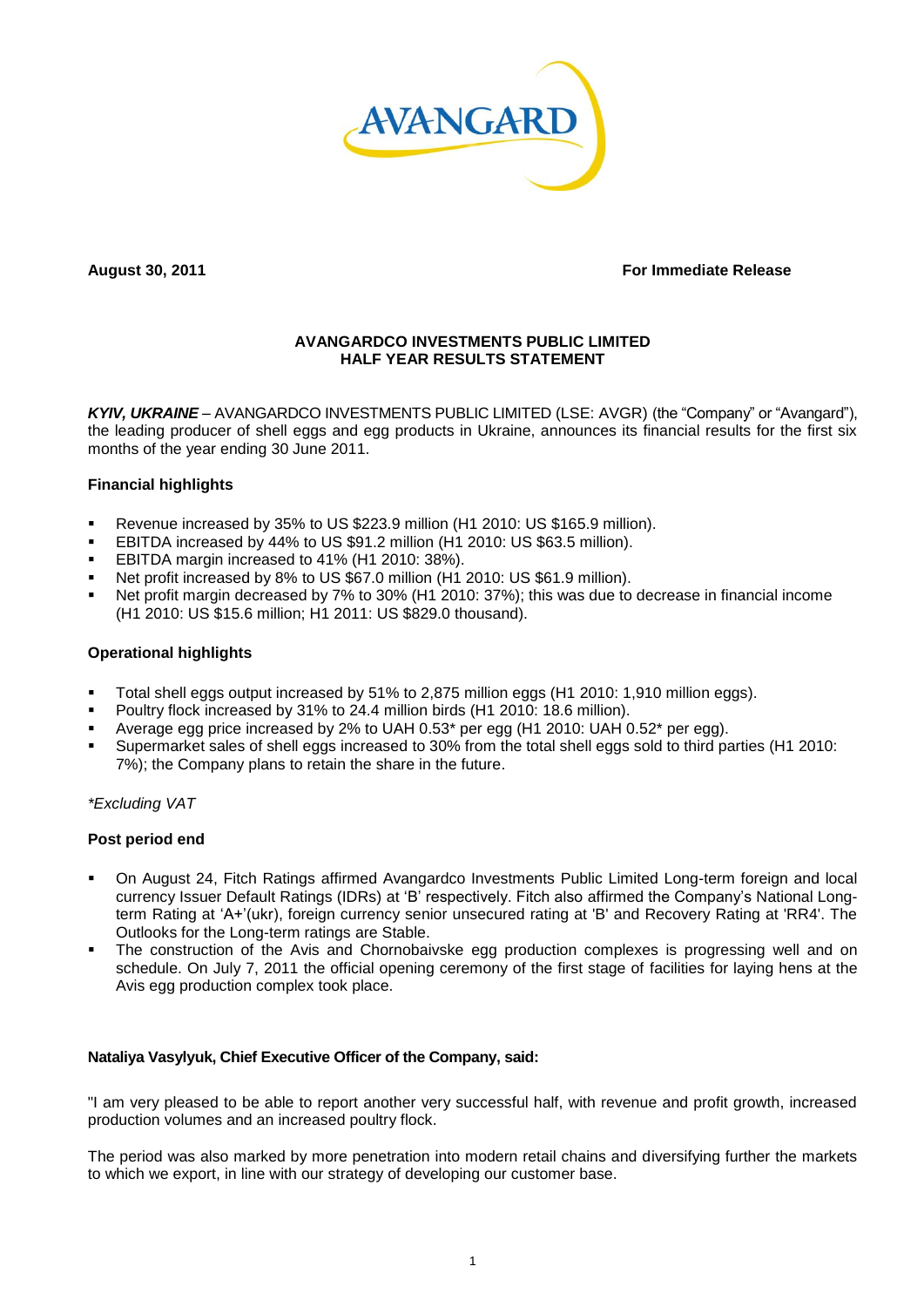**August 30, 2011** **For Immediate Release**

**AVANGARDCO INVESTMENTS PUBLIC LIMITED**
**HALF YEAR RESULTS STATEMENT**

***KYIV, UKRAINE*** – AVANGARDCO INVESTMENTS PUBLIC LIMITED (LSE: AVGR) (the "Company" or "Avangard"), the leading producer of shell eggs and egg products in Ukraine, announces its financial results for the first six months of the year ending 30 June 2011.

**Financial highlights**

- Revenue increased by 35% to US $223.9 million (H1 2010: US $165.9 million).
- EBITDA increased by 44% to US $91.2 million (H1 2010: US $63.5 million).
- EBITDA margin increased to 41% (H1 2010: 38%).
- Net profit increased by 8% to US $67.0 million (H1 2010: US $61.9 million).
- Net profit margin decreased by 7% to 30% (H1 2010: 37%); this was due to decrease in financial income (H1 2010: US $15.6 million; H1 2011: US $829.0 thousand).

**Operational highlights**

- Total shell eggs output increased by 51% to 2,875 million eggs (H1 2010: 1,910 million eggs).
- Poultry flock increased by 31% to 24.4 million birds (H1 2010: 18.6 million).
- Average egg price increased by 2% to UAH 0.53* per egg (H1 2010: UAH 0.52* per egg).
- Supermarket sales of shell eggs increased to 30% from the total shell eggs sold to third parties (H1 2010: 7%); the Company plans to retain the share in the future.

*\*Excluding VAT*

**Post period end**

- On August 24, Fitch Ratings affirmed Avangardco Investments Public Limited Long-term foreign and local currency Issuer Default Ratings (IDRs) at 'B' respectively. Fitch also affirmed the Company's National Long-term Rating at 'A+'(ukr), foreign currency senior unsecured rating at 'B' and Recovery Rating at 'RR4'. The Outlooks for the Long-term ratings are Stable.
- The construction of the Avis and Chornobaivske egg production complexes is progressing well and on schedule. On July 7, 2011 the official opening ceremony of the first stage of facilities for laying hens at the Avis egg production complex took place.

**Nataliya Vasylyuk, Chief Executive Officer of the Company, said:**

"I am very pleased to be able to report another very successful half, with revenue and profit growth, increased production volumes and an increased poultry flock.

The period was also marked by more penetration into modern retail chains and diversifying further the markets to which we export, in line with our strategy of developing our customer base.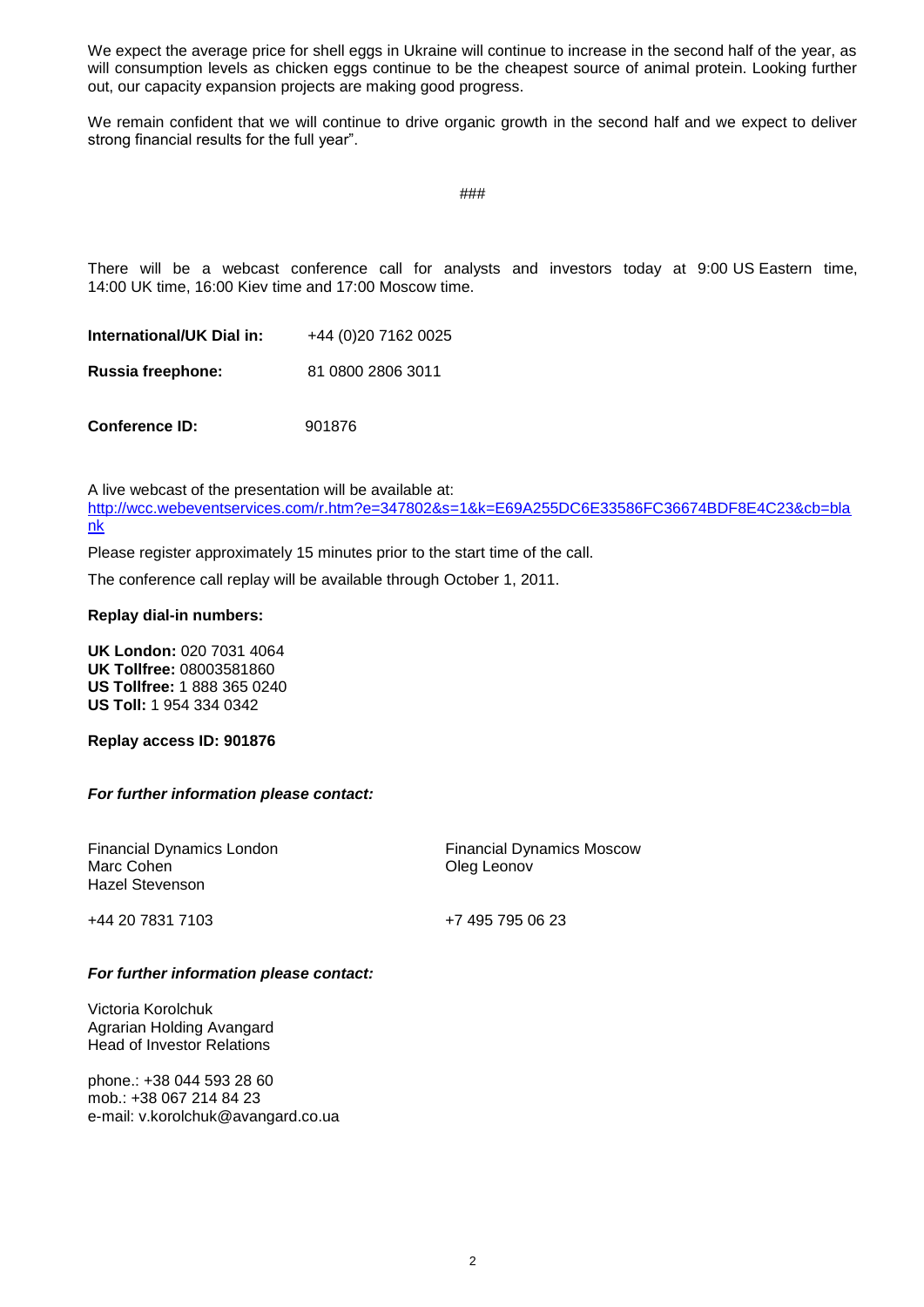We expect the average price for shell eggs in Ukraine will continue to increase in the second half of the year, as will consumption levels as chicken eggs continue to be the cheapest source of animal protein. Looking further out, our capacity expansion projects are making good progress.

We remain confident that we will continue to drive organic growth in the second half and we expect to deliver strong financial results for the full year".

###

There will be a webcast conference call for analysts and investors today at 9:00 US Eastern time, 14:00 UK time, 16:00 Kiev time and 17:00 Moscow time.

**International/UK Dial in:** +44 (0)20 7162 0025

**Russia freephone:** 81 0800 2806 3011

**Conference ID:** 901876

A live webcast of the presentation will be available at:
http://wcc.webeventservices.com/r.htm?e=347802&s=1&k=E69A255DC6E33586FC36674BDF8E4C23&cb=blank

Please register approximately 15 minutes prior to the start time of the call.

The conference call replay will be available through October 1, 2011.

**Replay dial-in numbers:**

**UK London:** 020 7031 4064
**UK Tollfree:** 08003581860
**US Tollfree:** 1 888 365 0240
**US Toll:** 1 954 334 0342

**Replay access ID: 901876**

***For further information please contact:***

Financial Dynamics London
Marc Cohen
Hazel Stevenson

+44 20 7831 7103

Financial Dynamics Moscow
Oleg Leonov

+7 495 795 06 23

***For further information please contact:***

Victoria Korolchuk
Agrarian Holding Avangard
Head of Investor Relations

phone.: +38 044 593 28 60
mob.: +38 067 214 84 23
e-mail: v.korolchuk@avangard.co.ua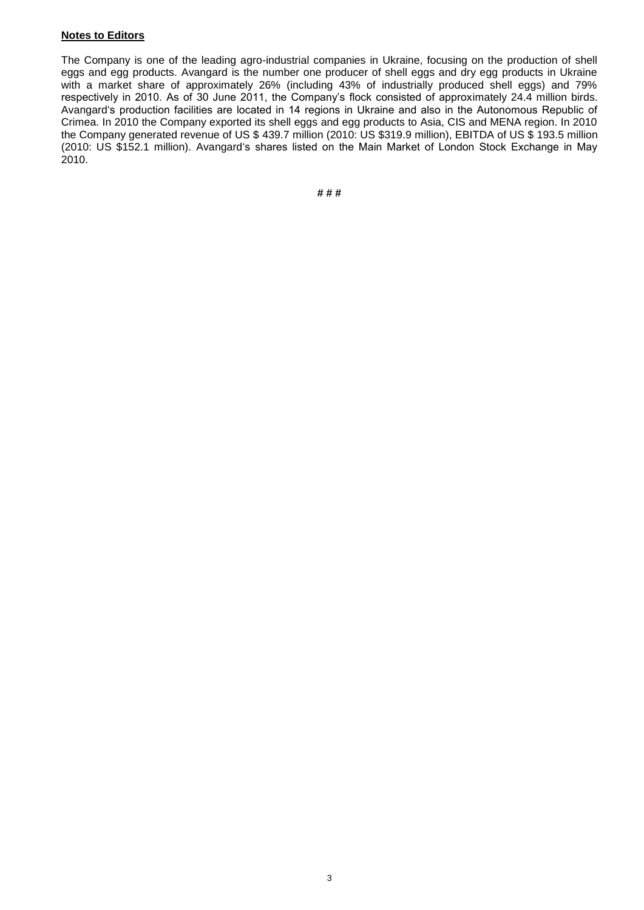**Notes to Editors**

The Company is one of the leading agro-industrial companies in Ukraine, focusing on the production of shell eggs and egg products. Avangard is the number one producer of shell eggs and dry egg products in Ukraine with a market share of approximately 26% (including 43% of industrially produced shell eggs) and 79% respectively in 2010. As of 30 June 2011, the Company's flock consisted of approximately 24.4 million birds. Avangard's production facilities are located in 14 regions in Ukraine and also in the Autonomous Republic of Crimea. In 2010 the Company exported its shell eggs and egg products to Asia, CIS and MENA region. In 2010 the Company generated revenue of US $ 439.7 million (2010: US $319.9 million), EBITDA of US $ 193.5 million (2010: US $152.1 million). Avangard's shares listed on the Main Market of London Stock Exchange in May 2010.

# # #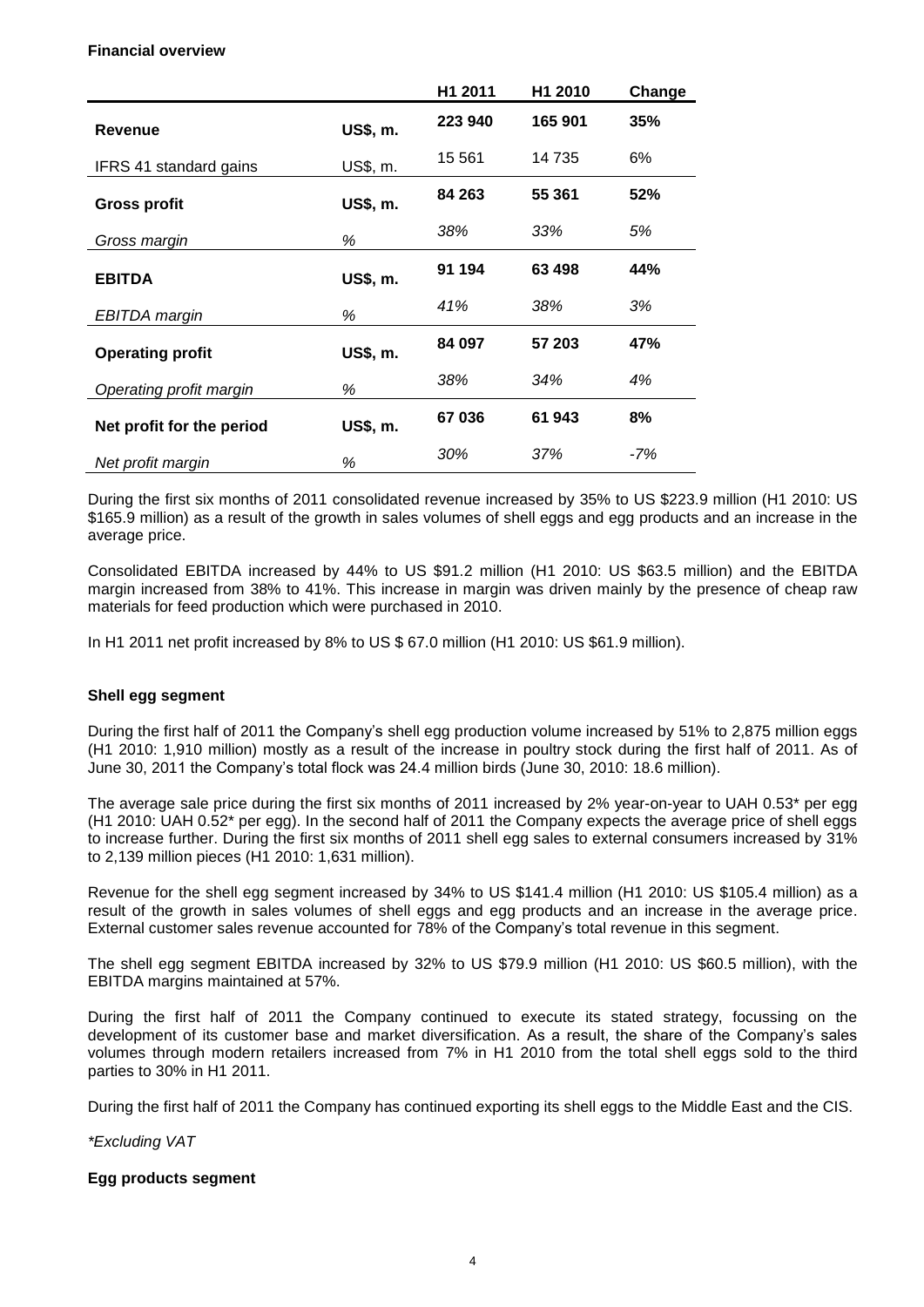**Financial overview**

| | | H1 2011 | H1 2010 | Change |
|---|---|---|---|---|
| **Revenue** | **US$, m.** | **223 940** | **165 901** | **35%** |
| IFRS 41 standard gains | US$, m. | 15 561 | 14 735 | 6% |
| **Gross profit** | **US$, m.** | **84 263** | **55 361** | **52%** |
| *Gross margin* | *%* | *38%* | *33%* | *5%* |
| **EBITDA** | **US$, m.** | **91 194** | **63 498** | **44%** |
| *EBITDA margin* | *%* | *41%* | *38%* | *3%* |
| **Operating profit** | **US$, m.** | **84 097** | **57 203** | **47%** |
| *Operating profit margin* | *%* | *38%* | *34%* | *4%* |
| **Net profit for the period** | **US$, m.** | **67 036** | **61 943** | **8%** |
| *Net profit margin* | *%* | *30%* | *37%* | *-7%* |

During the first six months of 2011 consolidated revenue increased by 35% to US $223.9 million (H1 2010: US $165.9 million) as a result of the growth in sales volumes of shell eggs and egg products and an increase in the average price.

Consolidated EBITDA increased by 44% to US $91.2 million (H1 2010: US $63.5 million) and the EBITDA margin increased from 38% to 41%. This increase in margin was driven mainly by the presence of cheap raw materials for feed production which were purchased in 2010.

In H1 2011 net profit increased by 8% to US $ 67.0 million (H1 2010: US $61.9 million).

**Shell egg segment**

During the first half of 2011 the Company's shell egg production volume increased by 51% to 2,875 million eggs (H1 2010: 1,910 million) mostly as a result of the increase in poultry stock during the first half of 2011. As of June 30, 2011 the Company's total flock was 24.4 million birds (June 30, 2010: 18.6 million).

The average sale price during the first six months of 2011 increased by 2% year-on-year to UAH 0.53* per egg (H1 2010: UAH 0.52* per egg). In the second half of 2011 the Company expects the average price of shell eggs to increase further. During the first six months of 2011 shell egg sales to external consumers increased by 31% to 2,139 million pieces (H1 2010: 1,631 million).

Revenue for the shell egg segment increased by 34% to US $141.4 million (H1 2010: US $105.4 million) as a result of the growth in sales volumes of shell eggs and egg products and an increase in the average price. External customer sales revenue accounted for 78% of the Company's total revenue in this segment.

The shell egg segment EBITDA increased by 32% to US $79.9 million (H1 2010: US $60.5 million), with the EBITDA margins maintained at 57%.

During the first half of 2011 the Company continued to execute its stated strategy, focussing on the development of its customer base and market diversification. As a result, the share of the Company's sales volumes through modern retailers increased from 7% in H1 2010 from the total shell eggs sold to the third parties to 30% in H1 2011.

During the first half of 2011 the Company has continued exporting its shell eggs to the Middle East and the CIS.

*\*Excluding VAT*

**Egg products segment**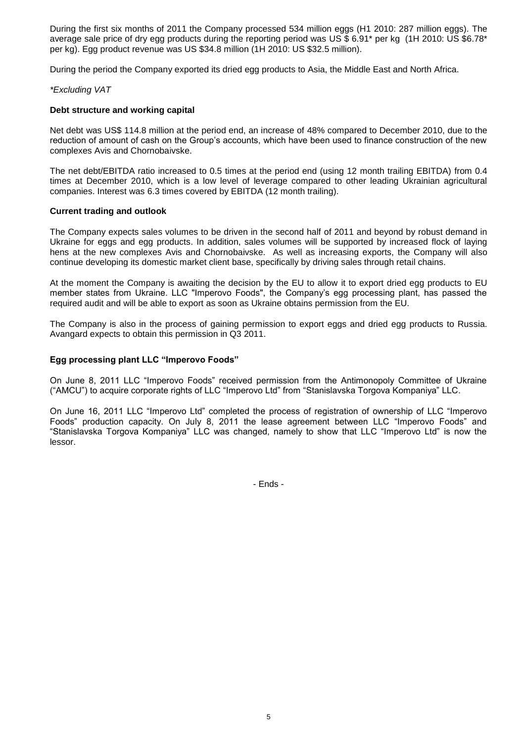During the first six months of 2011 the Company processed 534 million eggs (H1 2010: 287 million eggs). The average sale price of dry egg products during the reporting period was US $ 6.91* per kg (1H 2010: US $6.78* per kg). Egg product revenue was US $34.8 million (1H 2010: US $32.5 million).

During the period the Company exported its dried egg products to Asia, the Middle East and North Africa.

*\*Excluding VAT*

**Debt structure and working capital**

Net debt was US$ 114.8 million at the period end, an increase of 48% compared to December 2010, due to the reduction of amount of cash on the Group's accounts, which have been used to finance construction of the new complexes Avis and Chornobaivske.

The net debt/EBITDA ratio increased to 0.5 times at the period end (using 12 month trailing EBITDA) from 0.4 times at December 2010, which is a low level of leverage compared to other leading Ukrainian agricultural companies. Interest was 6.3 times covered by EBITDA (12 month trailing).

**Current trading and outlook**

The Company expects sales volumes to be driven in the second half of 2011 and beyond by robust demand in Ukraine for eggs and egg products. In addition, sales volumes will be supported by increased flock of laying hens at the new complexes Avis and Chornobaivske. As well as increasing exports, the Company will also continue developing its domestic market client base, specifically by driving sales through retail chains.

At the moment the Company is awaiting the decision by the EU to allow it to export dried egg products to EU member states from Ukraine. LLC "Imperovo Foods", the Company's egg processing plant, has passed the required audit and will be able to export as soon as Ukraine obtains permission from the EU.

The Company is also in the process of gaining permission to export eggs and dried egg products to Russia. Avangard expects to obtain this permission in Q3 2011.

**Egg processing plant LLC "Imperovo Foods"**

On June 8, 2011 LLC "Imperovo Foods" received permission from the Antimonopoly Committee of Ukraine ("AMCU") to acquire corporate rights of LLC "Imperovo Ltd" from "Stanislavska Torgova Kompaniya" LLC.

On June 16, 2011 LLC "Imperovo Ltd" completed the process of registration of ownership of LLC "Imperovo Foods" production capacity. On July 8, 2011 the lease agreement between LLC "Imperovo Foods" and "Stanislavska Torgova Kompaniya" LLC was changed, namely to show that LLC "Imperovo Ltd" is now the lessor.

- Ends -